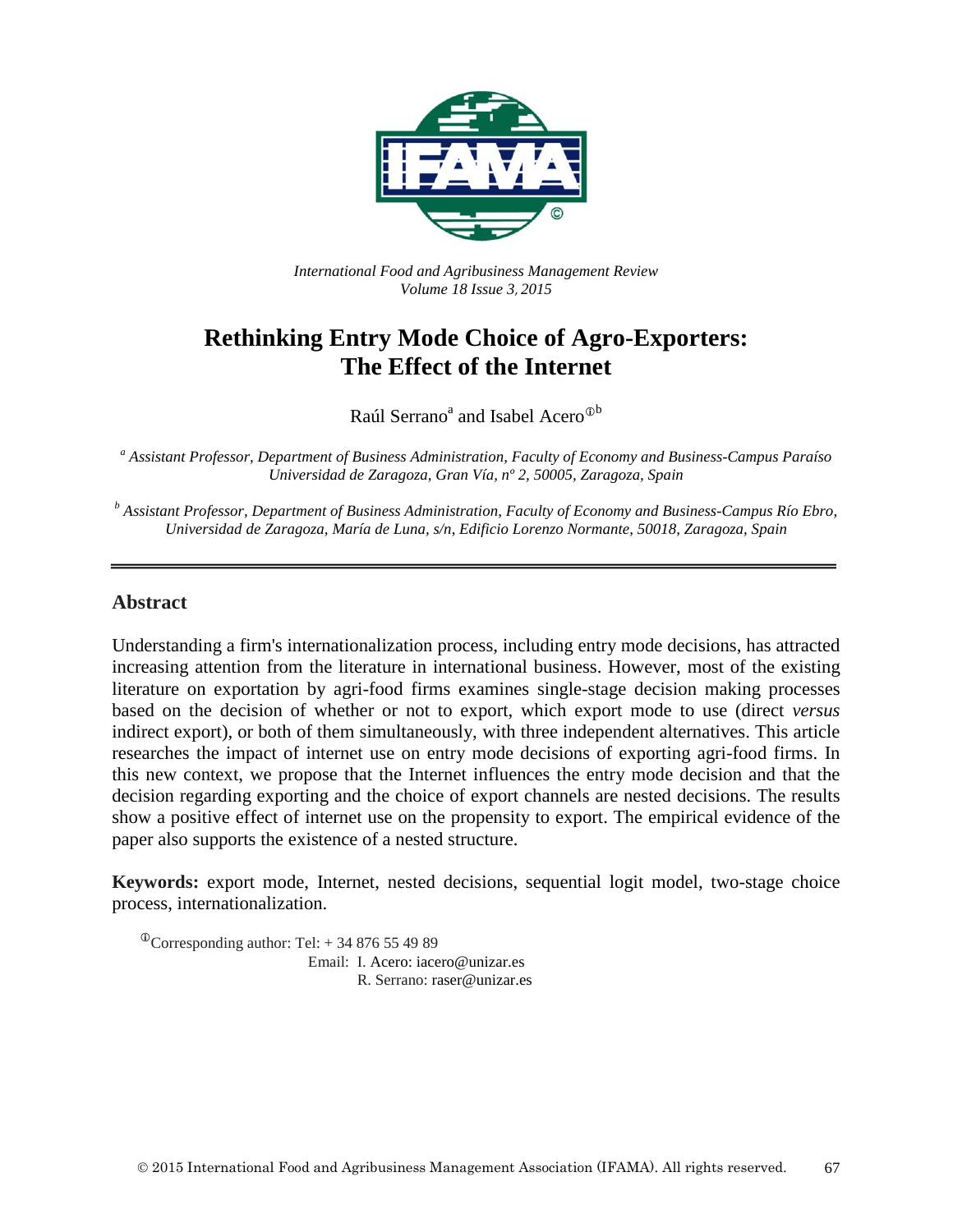*International Food and Agribusiness Management Review*
*Volume 18 Issue 3, 2015*

# Rethinking Entry Mode Choice of Agro-Exporters: The Effect of the Internet

Raúl Serrano[a] and Isabel Acero[ⓘb]

[a] *Assistant Professor, Department of Business Administration, Faculty of Economy and Business-Campus Paraíso Universidad de Zaragoza, Gran Vía, nº 2, 50005, Zaragoza, Spain*

[b] *Assistant Professor, Department of Business Administration, Faculty of Economy and Business-Campus Río Ebro, Universidad de Zaragoza, María de Luna, s/n, Edificio Lorenzo Normante, 50018, Zaragoza, Spain*

## Abstract

Understanding a firm's internationalization process, including entry mode decisions, has attracted increasing attention from the literature in international business. However, most of the existing literature on exportation by agri-food firms examines single-stage decision making processes based on the decision of whether or not to export, which export mode to use (direct *versus* indirect export), or both of them simultaneously, with three independent alternatives. This article researches the impact of internet use on entry mode decisions of exporting agri-food firms. In this new context, we propose that the Internet influences the entry mode decision and that the decision regarding exporting and the choice of export channels are nested decisions. The results show a positive effect of internet use on the propensity to export. The empirical evidence of the paper also supports the existence of a nested structure.

**Keywords:** export mode, Internet, nested decisions, sequential logit model, two-stage choice process, internationalization.

[ⓘ]Corresponding author: Tel: + 34 876 55 49 89
Email: I. Acero: iacero@unizar.es
R. Serrano: raser@unizar.es

© 2015 International Food and Agribusiness Management Association (IFAMA). All rights reserved.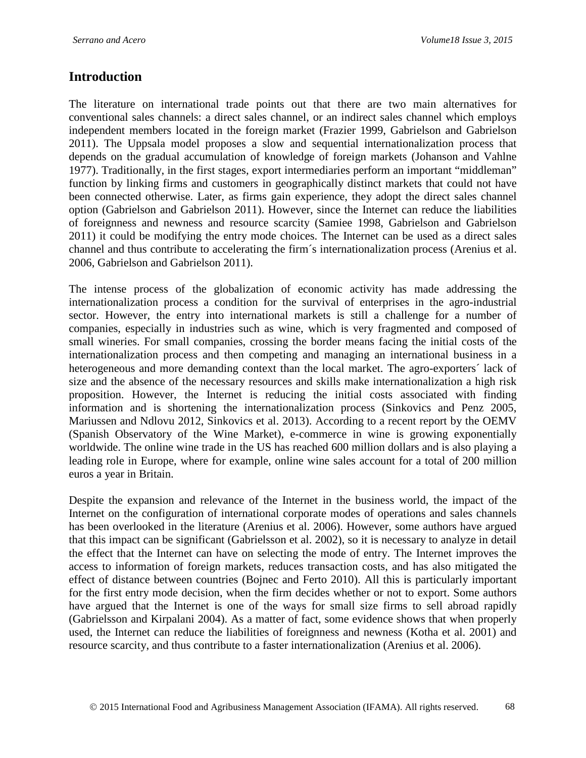## Introduction

The literature on international trade points out that there are two main alternatives for conventional sales channels: a direct sales channel, or an indirect sales channel which employs independent members located in the foreign market (Frazier 1999, Gabrielson and Gabrielson 2011). The Uppsala model proposes a slow and sequential internationalization process that depends on the gradual accumulation of knowledge of foreign markets (Johanson and Vahlne 1977). Traditionally, in the first stages, export intermediaries perform an important "middleman" function by linking firms and customers in geographically distinct markets that could not have been connected otherwise. Later, as firms gain experience, they adopt the direct sales channel option (Gabrielson and Gabrielson 2011). However, since the Internet can reduce the liabilities of foreignness and newness and resource scarcity (Samiee 1998, Gabrielson and Gabrielson 2011) it could be modifying the entry mode choices. The Internet can be used as a direct sales channel and thus contribute to accelerating the firm´s internationalization process (Arenius et al. 2006, Gabrielson and Gabrielson 2011).

The intense process of the globalization of economic activity has made addressing the internationalization process a condition for the survival of enterprises in the agro-industrial sector. However, the entry into international markets is still a challenge for a number of companies, especially in industries such as wine, which is very fragmented and composed of small wineries. For small companies, crossing the border means facing the initial costs of the internationalization process and then competing and managing an international business in a heterogeneous and more demanding context than the local market. The agro-exporters´ lack of size and the absence of the necessary resources and skills make internationalization a high risk proposition. However, the Internet is reducing the initial costs associated with finding information and is shortening the internationalization process (Sinkovics and Penz 2005, Mariussen and Ndlovu 2012, Sinkovics et al. 2013). According to a recent report by the OEMV (Spanish Observatory of the Wine Market), e-commerce in wine is growing exponentially worldwide. The online wine trade in the US has reached 600 million dollars and is also playing a leading role in Europe, where for example, online wine sales account for a total of 200 million euros a year in Britain.

Despite the expansion and relevance of the Internet in the business world, the impact of the Internet on the configuration of international corporate modes of operations and sales channels has been overlooked in the literature (Arenius et al. 2006). However, some authors have argued that this impact can be significant (Gabrielsson et al. 2002), so it is necessary to analyze in detail the effect that the Internet can have on selecting the mode of entry. The Internet improves the access to information of foreign markets, reduces transaction costs, and has also mitigated the effect of distance between countries (Bojnec and Ferto 2010). All this is particularly important for the first entry mode decision, when the firm decides whether or not to export. Some authors have argued that the Internet is one of the ways for small size firms to sell abroad rapidly (Gabrielsson and Kirpalani 2004). As a matter of fact, some evidence shows that when properly used, the Internet can reduce the liabilities of foreignness and newness (Kotha et al. 2001) and resource scarcity, and thus contribute to a faster internationalization (Arenius et al. 2006).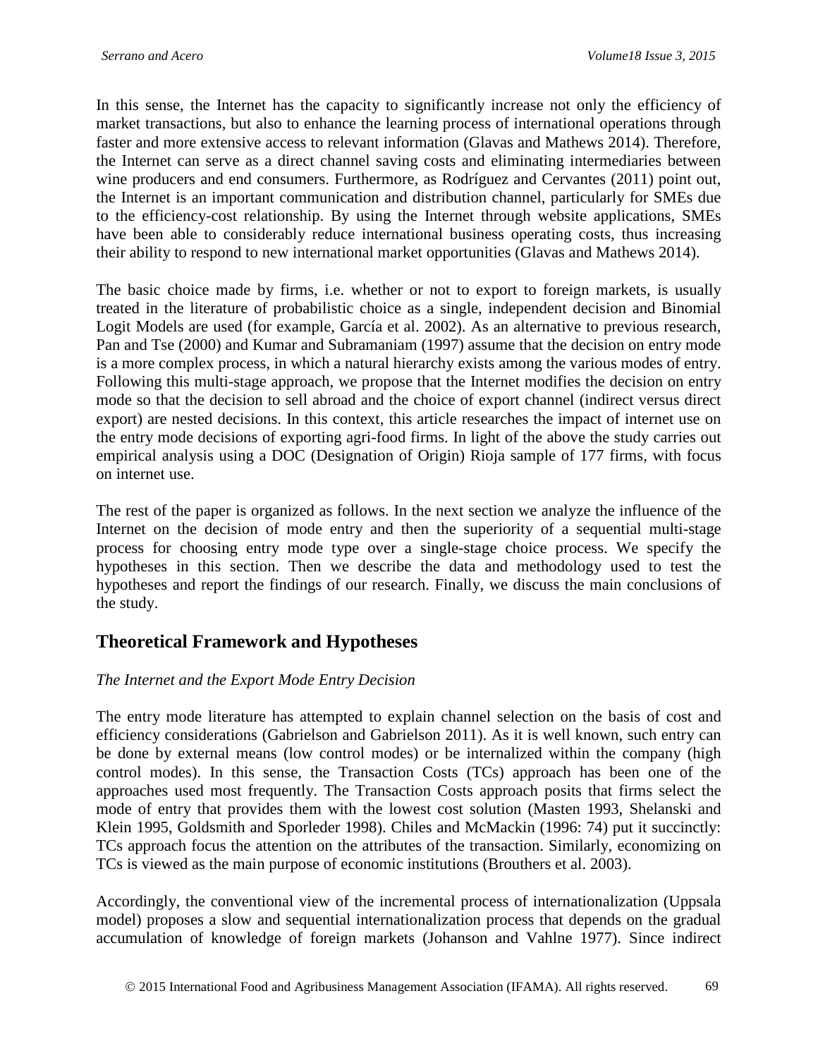In this sense, the Internet has the capacity to significantly increase not only the efficiency of market transactions, but also to enhance the learning process of international operations through faster and more extensive access to relevant information (Glavas and Mathews 2014). Therefore, the Internet can serve as a direct channel saving costs and eliminating intermediaries between wine producers and end consumers. Furthermore, as Rodríguez and Cervantes (2011) point out, the Internet is an important communication and distribution channel, particularly for SMEs due to the efficiency-cost relationship. By using the Internet through website applications, SMEs have been able to considerably reduce international business operating costs, thus increasing their ability to respond to new international market opportunities (Glavas and Mathews 2014).

The basic choice made by firms, i.e. whether or not to export to foreign markets, is usually treated in the literature of probabilistic choice as a single, independent decision and Binomial Logit Models are used (for example, García et al. 2002). As an alternative to previous research, Pan and Tse (2000) and Kumar and Subramaniam (1997) assume that the decision on entry mode is a more complex process, in which a natural hierarchy exists among the various modes of entry. Following this multi-stage approach, we propose that the Internet modifies the decision on entry mode so that the decision to sell abroad and the choice of export channel (indirect versus direct export) are nested decisions. In this context, this article researches the impact of internet use on the entry mode decisions of exporting agri-food firms. In light of the above the study carries out empirical analysis using a DOC (Designation of Origin) Rioja sample of 177 firms, with focus on internet use.

The rest of the paper is organized as follows. In the next section we analyze the influence of the Internet on the decision of mode entry and then the superiority of a sequential multi-stage process for choosing entry mode type over a single-stage choice process. We specify the hypotheses in this section. Then we describe the data and methodology used to test the hypotheses and report the findings of our research. Finally, we discuss the main conclusions of the study.

## Theoretical Framework and Hypotheses

*The Internet and the Export Mode Entry Decision*

The entry mode literature has attempted to explain channel selection on the basis of cost and efficiency considerations (Gabrielson and Gabrielson 2011). As it is well known, such entry can be done by external means (low control modes) or be internalized within the company (high control modes). In this sense, the Transaction Costs (TCs) approach has been one of the approaches used most frequently. The Transaction Costs approach posits that firms select the mode of entry that provides them with the lowest cost solution (Masten 1993, Shelanski and Klein 1995, Goldsmith and Sporleder 1998). Chiles and McMackin (1996: 74) put it succinctly: TCs approach focus the attention on the attributes of the transaction. Similarly, economizing on TCs is viewed as the main purpose of economic institutions (Brouthers et al. 2003).

Accordingly, the conventional view of the incremental process of internationalization (Uppsala model) proposes a slow and sequential internationalization process that depends on the gradual accumulation of knowledge of foreign markets (Johanson and Vahlne 1977). Since indirect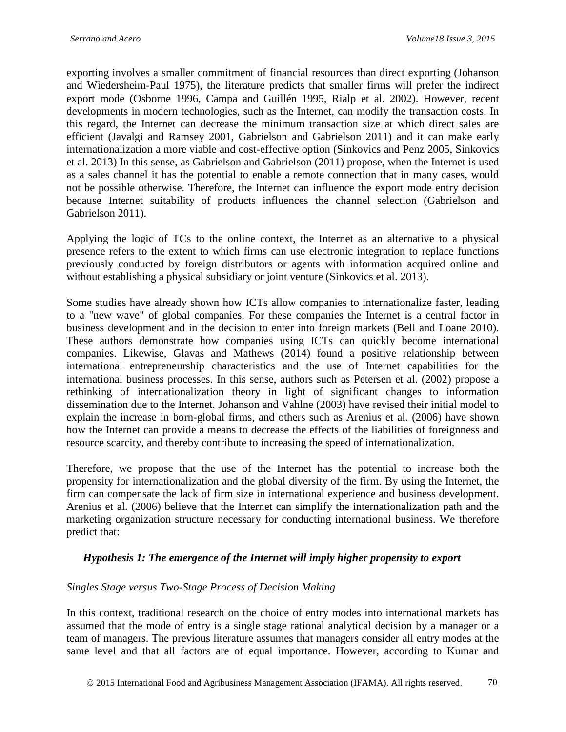exporting involves a smaller commitment of financial resources than direct exporting (Johanson and Wiedersheim-Paul 1975), the literature predicts that smaller firms will prefer the indirect export mode (Osborne 1996, Campa and Guillén 1995, Rialp et al. 2002). However, recent developments in modern technologies, such as the Internet, can modify the transaction costs. In this regard, the Internet can decrease the minimum transaction size at which direct sales are efficient (Javalgi and Ramsey 2001, Gabrielson and Gabrielson 2011) and it can make early internationalization a more viable and cost-effective option (Sinkovics and Penz 2005, Sinkovics et al. 2013) In this sense, as Gabrielson and Gabrielson (2011) propose, when the Internet is used as a sales channel it has the potential to enable a remote connection that in many cases, would not be possible otherwise. Therefore, the Internet can influence the export mode entry decision because Internet suitability of products influences the channel selection (Gabrielson and Gabrielson 2011).

Applying the logic of TCs to the online context, the Internet as an alternative to a physical presence refers to the extent to which firms can use electronic integration to replace functions previously conducted by foreign distributors or agents with information acquired online and without establishing a physical subsidiary or joint venture (Sinkovics et al. 2013).

Some studies have already shown how ICTs allow companies to internationalize faster, leading to a "new wave" of global companies. For these companies the Internet is a central factor in business development and in the decision to enter into foreign markets (Bell and Loane 2010). These authors demonstrate how companies using ICTs can quickly become international companies. Likewise, Glavas and Mathews (2014) found a positive relationship between international entrepreneurship characteristics and the use of Internet capabilities for the international business processes. In this sense, authors such as Petersen et al. (2002) propose a rethinking of internationalization theory in light of significant changes to information dissemination due to the Internet. Johanson and Vahlne (2003) have revised their initial model to explain the increase in born-global firms, and others such as Arenius et al. (2006) have shown how the Internet can provide a means to decrease the effects of the liabilities of foreignness and resource scarcity, and thereby contribute to increasing the speed of internationalization.

Therefore, we propose that the use of the Internet has the potential to increase both the propensity for internationalization and the global diversity of the firm. By using the Internet, the firm can compensate the lack of firm size in international experience and business development. Arenius et al. (2006) believe that the Internet can simplify the internationalization path and the marketing organization structure necessary for conducting international business. We therefore predict that:

***Hypothesis 1: The emergence of the Internet will imply higher propensity to export***

*Singles Stage versus Two-Stage Process of Decision Making*

In this context, traditional research on the choice of entry modes into international markets has assumed that the mode of entry is a single stage rational analytical decision by a manager or a team of managers. The previous literature assumes that managers consider all entry modes at the same level and that all factors are of equal importance. However, according to Kumar and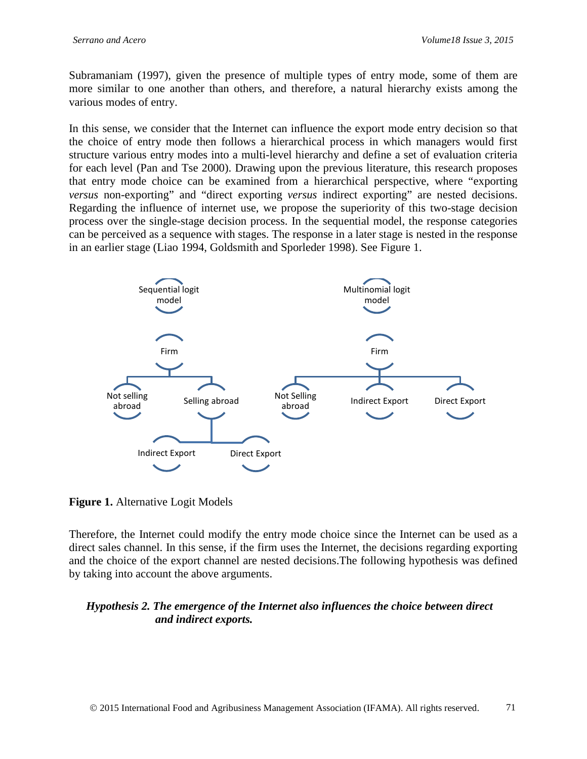Subramaniam (1997), given the presence of multiple types of entry mode, some of them are more similar to one another than others, and therefore, a natural hierarchy exists among the various modes of entry.

In this sense, we consider that the Internet can influence the export mode entry decision so that the choice of entry mode then follows a hierarchical process in which managers would first structure various entry modes into a multi-level hierarchy and define a set of evaluation criteria for each level (Pan and Tse 2000). Drawing upon the previous literature, this research proposes that entry mode choice can be examined from a hierarchical perspective, where "exporting *versus* non-exporting" and "direct exporting *versus* indirect exporting" are nested decisions. Regarding the influence of internet use, we propose the superiority of this two-stage decision process over the single-stage decision process. In the sequential model, the response categories can be perceived as a sequence with stages. The response in a later stage is nested in the response in an earlier stage (Liao 1994, Goldsmith and Sporleder 1998). See Figure 1.

**Figure 1.** Alternative Logit Models

Therefore, the Internet could modify the entry mode choice since the Internet can be used as a direct sales channel. In this sense, if the firm uses the Internet, the decisions regarding exporting and the choice of the export channel are nested decisions.The following hypothesis was defined by taking into account the above arguments.

***Hypothesis 2. The emergence of the Internet also influences the choice between direct and indirect exports.***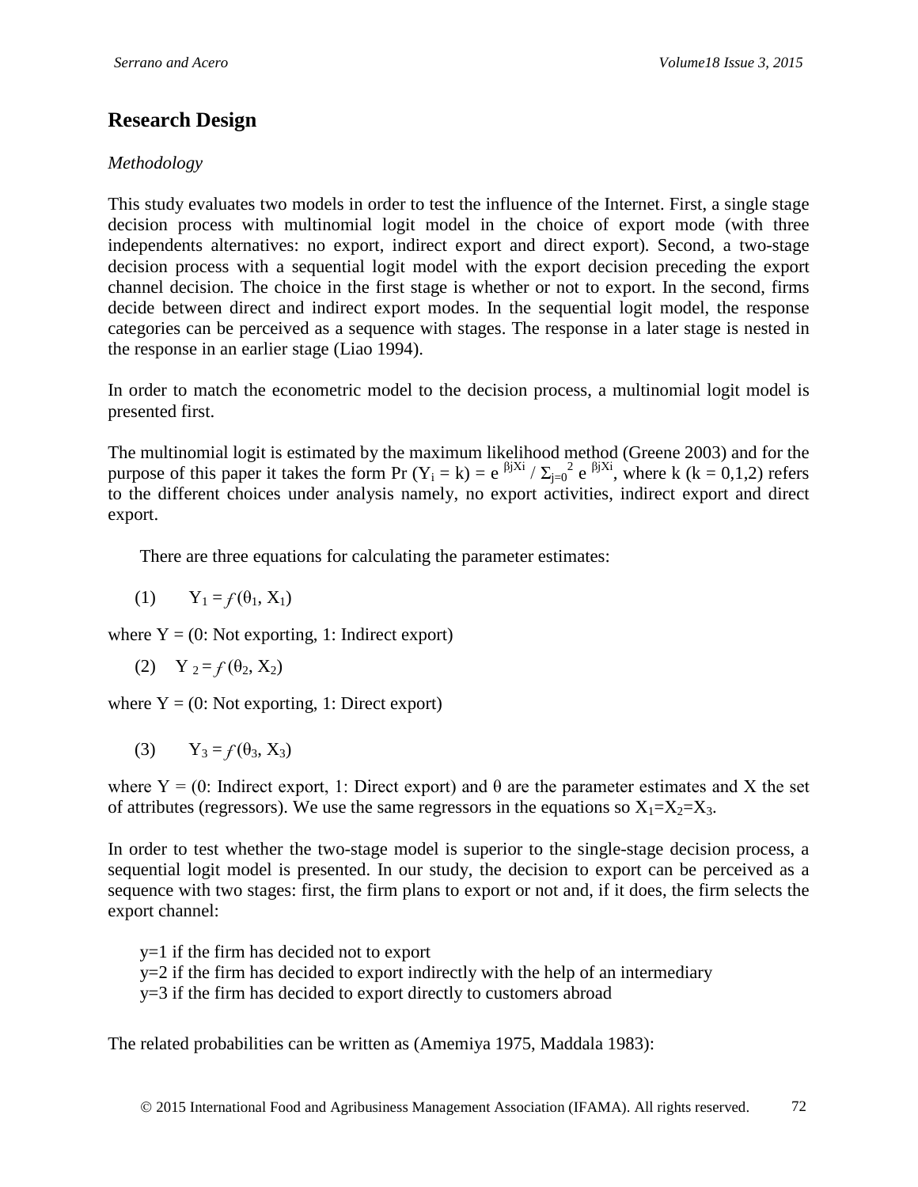## Research Design

*Methodology*

This study evaluates two models in order to test the influence of the Internet. First, a single stage decision process with multinomial logit model in the choice of export mode (with three independents alternatives: no export, indirect export and direct export). Second, a two-stage decision process with a sequential logit model with the export decision preceding the export channel decision. The choice in the first stage is whether or not to export. In the second, firms decide between direct and indirect export modes. In the sequential logit model, the response categories can be perceived as a sequence with stages. The response in a later stage is nested in the response in an earlier stage (Liao 1994).

In order to match the econometric model to the decision process, a multinomial logit model is presented first.

The multinomial logit is estimated by the maximum likelihood method (Greene 2003) and for the purpose of this paper it takes the form $\Pr(Y_i = k) = e^{\beta jXi} / \Sigma_{j=0}^{2} e^{\beta jXi}$, where k (k = 0,1,2) refers to the different choices under analysis namely, no export activities, indirect export and direct export.

There are three equations for calculating the parameter estimates:

(1) $Y_1 = f(\theta_1, X_1)$

where Y = (0: Not exporting, 1: Indirect export)

(2) $Y_2 = f(\theta_2, X_2)$

where Y = (0: Not exporting, 1: Direct export)

(3) $Y_3 = f(\theta_3, X_3)$

where Y = (0: Indirect export, 1: Direct export) and θ are the parameter estimates and X the set of attributes (regressors). We use the same regressors in the equations so $X_1=X_2=X_3$.

In order to test whether the two-stage model is superior to the single-stage decision process, a sequential logit model is presented. In our study, the decision to export can be perceived as a sequence with two stages: first, the firm plans to export or not and, if it does, the firm selects the export channel:

y=1 if the firm has decided not to export
y=2 if the firm has decided to export indirectly with the help of an intermediary
y=3 if the firm has decided to export directly to customers abroad

The related probabilities can be written as (Amemiya 1975, Maddala 1983):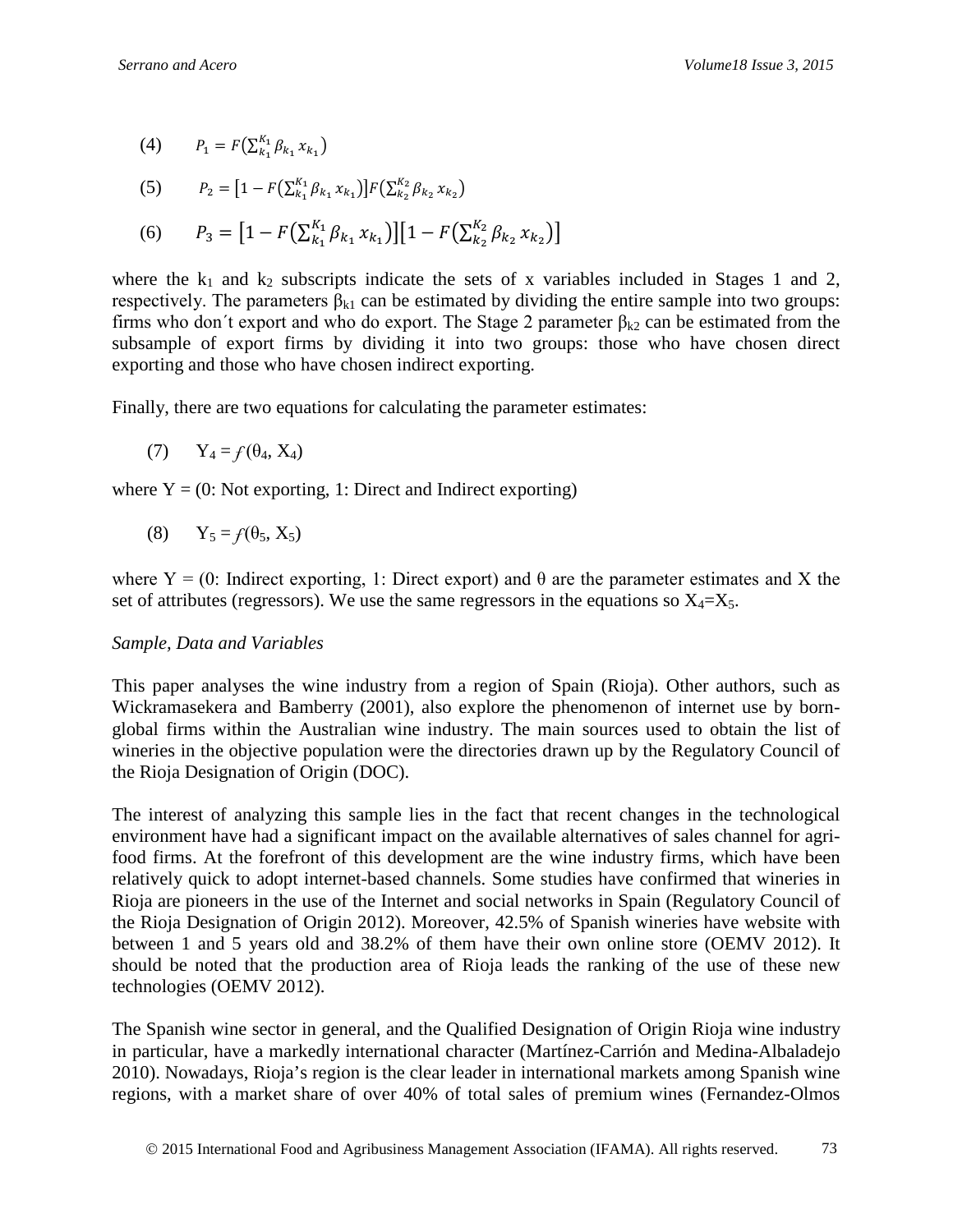(4) $P_1 = F\left(\sum_{k_1}^{K_1} \beta_{k_1} x_{k_1}\right)$

(5) $P_2 = \left[1 - F\left(\sum_{k_1}^{K_1} \beta_{k_1} x_{k_1}\right)\right] F\left(\sum_{k_2}^{K_2} \beta_{k_2} x_{k_2}\right)$

(6) $P_3 = \left[1 - F\left(\sum_{k_1}^{K_1} \beta_{k_1} x_{k_1}\right)\right]\left[1 - F\left(\sum_{k_2}^{K_2} \beta_{k_2} x_{k_2}\right)\right]$

where the $k_1$ and $k_2$ subscripts indicate the sets of x variables included in Stages 1 and 2, respectively. The parameters $\beta_{k1}$ can be estimated by dividing the entire sample into two groups: firms who don´t export and who do export. The Stage 2 parameter $\beta_{k2}$ can be estimated from the subsample of export firms by dividing it into two groups: those who have chosen direct exporting and those who have chosen indirect exporting.

Finally, there are two equations for calculating the parameter estimates:

(7) $Y_4 = f(\theta_4, X_4)$

where Y = (0: Not exporting, 1: Direct and Indirect exporting)

(8) $Y_5 = f(\theta_5, X_5)$

where Y = (0: Indirect exporting, 1: Direct export) and θ are the parameter estimates and X the set of attributes (regressors). We use the same regressors in the equations so $X_4$=$X_5$.

*Sample, Data and Variables*

This paper analyses the wine industry from a region of Spain (Rioja). Other authors, such as Wickramasekera and Bamberry (2001), also explore the phenomenon of internet use by born-global firms within the Australian wine industry. The main sources used to obtain the list of wineries in the objective population were the directories drawn up by the Regulatory Council of the Rioja Designation of Origin (DOC).

The interest of analyzing this sample lies in the fact that recent changes in the technological environment have had a significant impact on the available alternatives of sales channel for agri-food firms. At the forefront of this development are the wine industry firms, which have been relatively quick to adopt internet-based channels. Some studies have confirmed that wineries in Rioja are pioneers in the use of the Internet and social networks in Spain (Regulatory Council of the Rioja Designation of Origin 2012). Moreover, 42.5% of Spanish wineries have website with between 1 and 5 years old and 38.2% of them have their own online store (OEMV 2012). It should be noted that the production area of Rioja leads the ranking of the use of these new technologies (OEMV 2012).

The Spanish wine sector in general, and the Qualified Designation of Origin Rioja wine industry in particular, have a markedly international character (Martínez-Carrión and Medina-Albaladejo 2010). Nowadays, Rioja's region is the clear leader in international markets among Spanish wine regions, with a market share of over 40% of total sales of premium wines (Fernandez-Olmos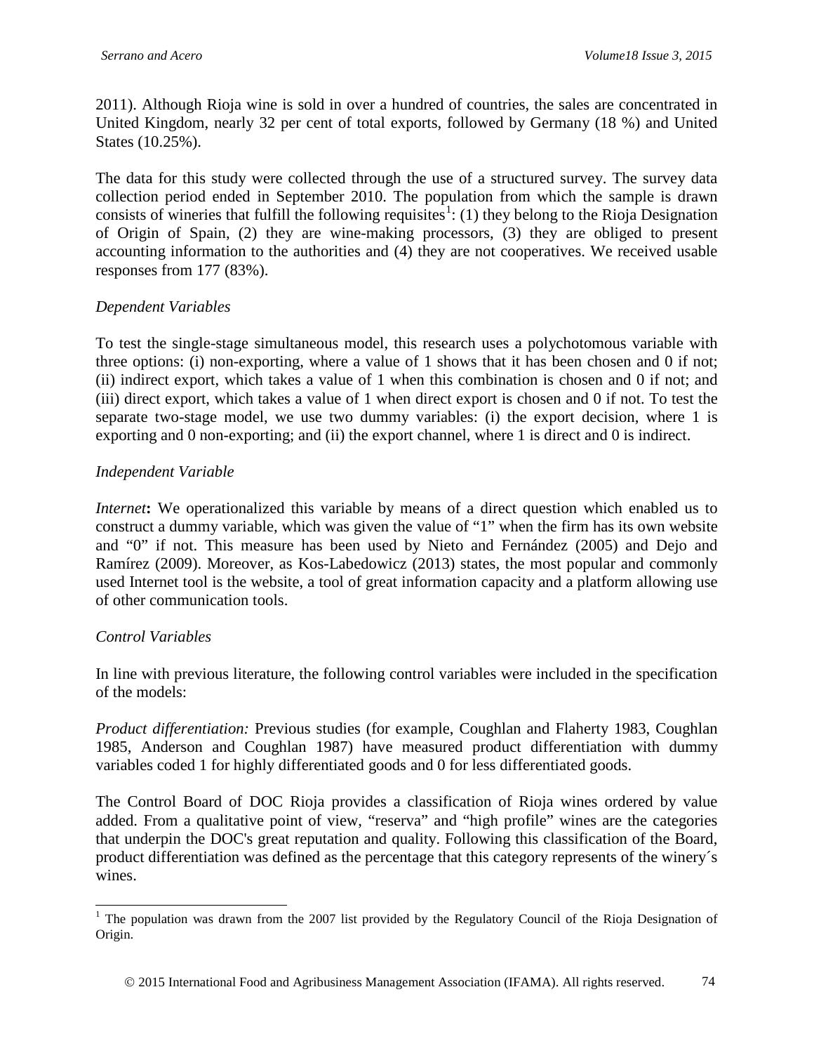2011). Although Rioja wine is sold in over a hundred of countries, the sales are concentrated in United Kingdom, nearly 32 per cent of total exports, followed by Germany (18 %) and United States (10.25%).

The data for this study were collected through the use of a structured survey. The survey data collection period ended in September 2010. The population from which the sample is drawn consists of wineries that fulfill the following requisites[1]: (1) they belong to the Rioja Designation of Origin of Spain, (2) they are wine-making processors, (3) they are obliged to present accounting information to the authorities and (4) they are not cooperatives. We received usable responses from 177 (83%).

*Dependent Variables*

To test the single-stage simultaneous model, this research uses a polychotomous variable with three options: (i) non-exporting, where a value of 1 shows that it has been chosen and 0 if not; (ii) indirect export, which takes a value of 1 when this combination is chosen and 0 if not; and (iii) direct export, which takes a value of 1 when direct export is chosen and 0 if not. To test the separate two-stage model, we use two dummy variables: (i) the export decision, where 1 is exporting and 0 non-exporting; and (ii) the export channel, where 1 is direct and 0 is indirect.

*Independent Variable*

*Internet***:** We operationalized this variable by means of a direct question which enabled us to construct a dummy variable, which was given the value of "1" when the firm has its own website and "0" if not. This measure has been used by Nieto and Fernández (2005) and Dejo and Ramírez (2009). Moreover, as Kos-Labedowicz (2013) states, the most popular and commonly used Internet tool is the website, a tool of great information capacity and a platform allowing use of other communication tools.

*Control Variables*

In line with previous literature, the following control variables were included in the specification of the models:

*Product differentiation:* Previous studies (for example, Coughlan and Flaherty 1983, Coughlan 1985, Anderson and Coughlan 1987) have measured product differentiation with dummy variables coded 1 for highly differentiated goods and 0 for less differentiated goods.

The Control Board of DOC Rioja provides a classification of Rioja wines ordered by value added. From a qualitative point of view, "reserva" and "high profile" wines are the categories that underpin the DOC's great reputation and quality. Following this classification of the Board, product differentiation was defined as the percentage that this category represents of the winery´s wines.

---

[1] The population was drawn from the 2007 list provided by the Regulatory Council of the Rioja Designation of Origin.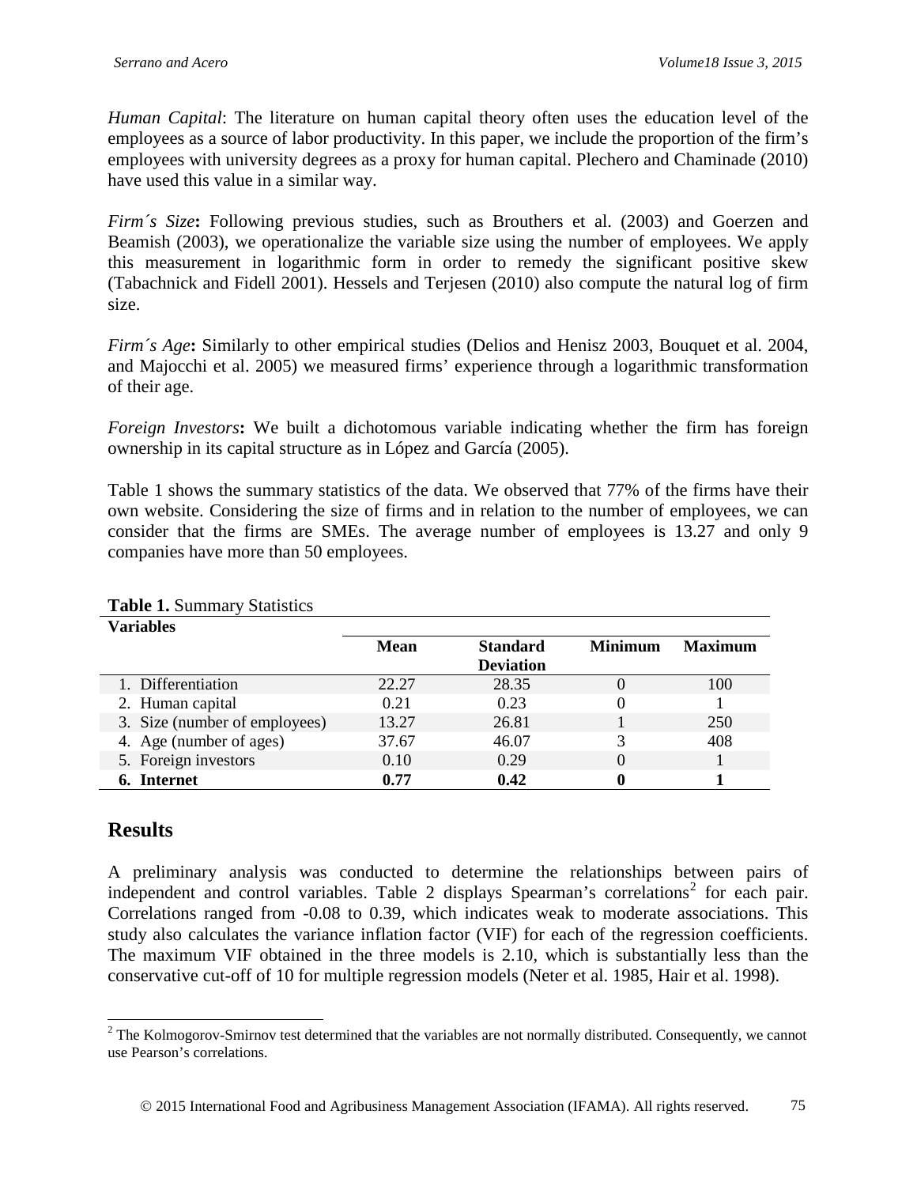*Human Capital*: The literature on human capital theory often uses the education level of the employees as a source of labor productivity. In this paper, we include the proportion of the firm's employees with university degrees as a proxy for human capital. Plechero and Chaminade (2010) have used this value in a similar way.

*Firm´s Size***:** Following previous studies, such as Brouthers et al. (2003) and Goerzen and Beamish (2003), we operationalize the variable size using the number of employees. We apply this measurement in logarithmic form in order to remedy the significant positive skew (Tabachnick and Fidell 2001). Hessels and Terjesen (2010) also compute the natural log of firm size.

*Firm´s Age***:** Similarly to other empirical studies (Delios and Henisz 2003, Bouquet et al. 2004, and Majocchi et al. 2005) we measured firms' experience through a logarithmic transformation of their age.

*Foreign Investors***:** We built a dichotomous variable indicating whether the firm has foreign ownership in its capital structure as in López and García (2005).

Table 1 shows the summary statistics of the data. We observed that 77% of the firms have their own website. Considering the size of firms and in relation to the number of employees, we can consider that the firms are SMEs. The average number of employees is 13.27 and only 9 companies have more than 50 employees.

**Table 1.** Summary Statistics

| **Variables** | **Mean** | **Standard Deviation** | **Minimum** | **Maximum** |
|---|---|---|---|---|
| 1. Differentiation | 22.27 | 28.35 | 0 | 100 |
| 2. Human capital | 0.21 | 0.23 | 0 | 1 |
| 3. Size (number of employees) | 13.27 | 26.81 | 1 | 250 |
| 4. Age (number of ages) | 37.67 | 46.07 | 3 | 408 |
| 5. Foreign investors | 0.10 | 0.29 | 0 | 1 |
| **6. Internet** | **0.77** | **0.42** | **0** | **1** |

## Results

A preliminary analysis was conducted to determine the relationships between pairs of independent and control variables. Table 2 displays Spearman's correlations[2] for each pair. Correlations ranged from -0.08 to 0.39, which indicates weak to moderate associations. This study also calculates the variance inflation factor (VIF) for each of the regression coefficients. The maximum VIF obtained in the three models is 2.10, which is substantially less than the conservative cut-off of 10 for multiple regression models (Neter et al. 1985, Hair et al. 1998).

[2] The Kolmogorov-Smirnov test determined that the variables are not normally distributed. Consequently, we cannot use Pearson's correlations.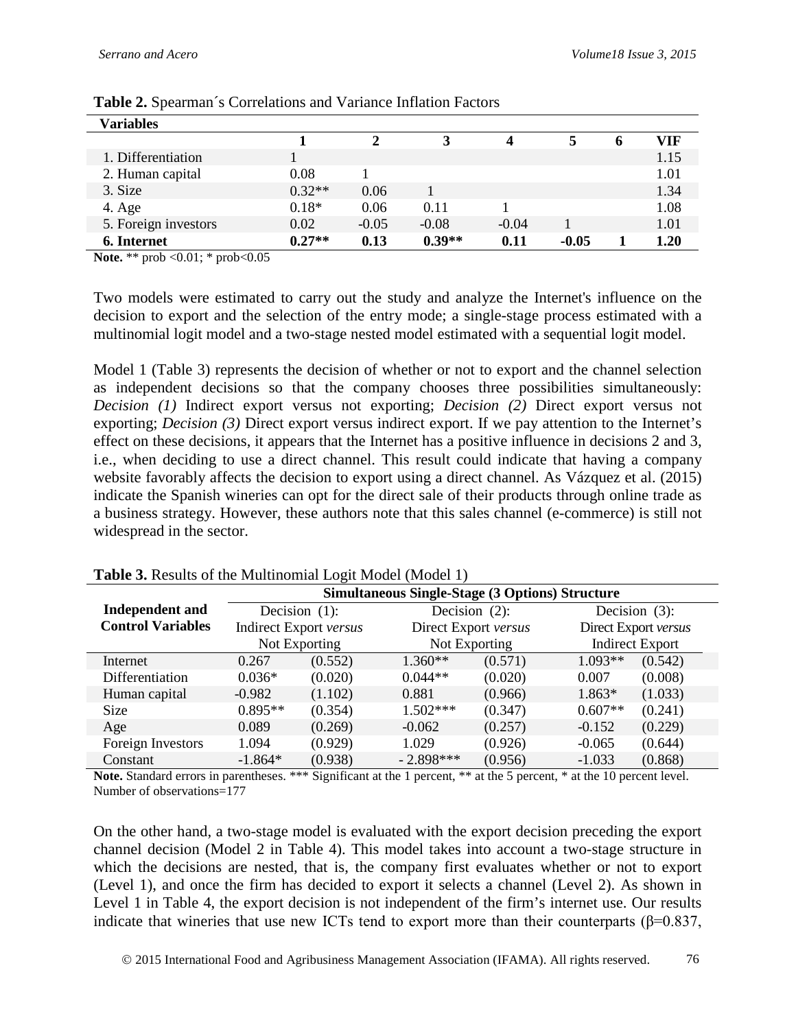**Table 2.** Spearman´s Correlations and Variance Inflation Factors

| Variables | 1 | 2 | 3 | 4 | 5 | 6 | VIF |
|---|---|---|---|---|---|---|---|
| 1. Differentiation | 1 | | | | | | 1.15 |
| 2. Human capital | 0.08 | 1 | | | | | 1.01 |
| 3. Size | 0.32** | 0.06 | 1 | | | | 1.34 |
| 4. Age | 0.18* | 0.06 | 0.11 | 1 | | | 1.08 |
| 5. Foreign investors | 0.02 | -0.05 | -0.08 | -0.04 | 1 | | 1.01 |
| **6. Internet** | **0.27**** | **0.13** | **0.39**** | **0.11** | **-0.05** | **1** | **1.20** |

**Note.** ** prob <0.01; * prob<0.05

Two models were estimated to carry out the study and analyze the Internet's influence on the decision to export and the selection of the entry mode; a single-stage process estimated with a multinomial logit model and a two-stage nested model estimated with a sequential logit model.

Model 1 (Table 3) represents the decision of whether or not to export and the channel selection as independent decisions so that the company chooses three possibilities simultaneously: *Decision (1)* Indirect export versus not exporting; *Decision (2)* Direct export versus not exporting; *Decision (3)* Direct export versus indirect export. If we pay attention to the Internet's effect on these decisions, it appears that the Internet has a positive influence in decisions 2 and 3, i.e., when deciding to use a direct channel. This result could indicate that having a company website favorably affects the decision to export using a direct channel. As Vázquez et al. (2015) indicate the Spanish wineries can opt for the direct sale of their products through online trade as a business strategy. However, these authors note that this sales channel (e-commerce) is still not widespread in the sector.

**Table 3.** Results of the Multinomial Logit Model (Model 1)

| Independent and Control Variables | Simultaneous Single-Stage (3 Options) Structure | | | | | |
|---|---|---|---|---|---|---|
| | Decision (1): Indirect Export *versus* Not Exporting | | Decision (2): Direct Export *versus* Not Exporting | | Decision (3): Direct Export *versus* Indirect Export | |
| Internet | 0.267 | (0.552) | 1.360** | (0.571) | 1.093** | (0.542) |
| Differentiation | 0.036* | (0.020) | 0.044** | (0.020) | 0.007 | (0.008) |
| Human capital | -0.982 | (1.102) | 0.881 | (0.966) | 1.863* | (1.033) |
| Size | 0.895** | (0.354) | 1.502*** | (0.347) | 0.607** | (0.241) |
| Age | 0.089 | (0.269) | -0.062 | (0.257) | -0.152 | (0.229) |
| Foreign Investors | 1.094 | (0.929) | 1.029 | (0.926) | -0.065 | (0.644) |
| Constant | -1.864* | (0.938) | - 2.898*** | (0.956) | -1.033 | (0.868) |

**Note.** Standard errors in parentheses. *** Significant at the 1 percent, ** at the 5 percent, * at the 10 percent level. Number of observations=177

On the other hand, a two-stage model is evaluated with the export decision preceding the export channel decision (Model 2 in Table 4). This model takes into account a two-stage structure in which the decisions are nested, that is, the company first evaluates whether or not to export (Level 1), and once the firm has decided to export it selects a channel (Level 2). As shown in Level 1 in Table 4, the export decision is not independent of the firm's internet use. Our results indicate that wineries that use new ICTs tend to export more than their counterparts ($\beta$=0.837,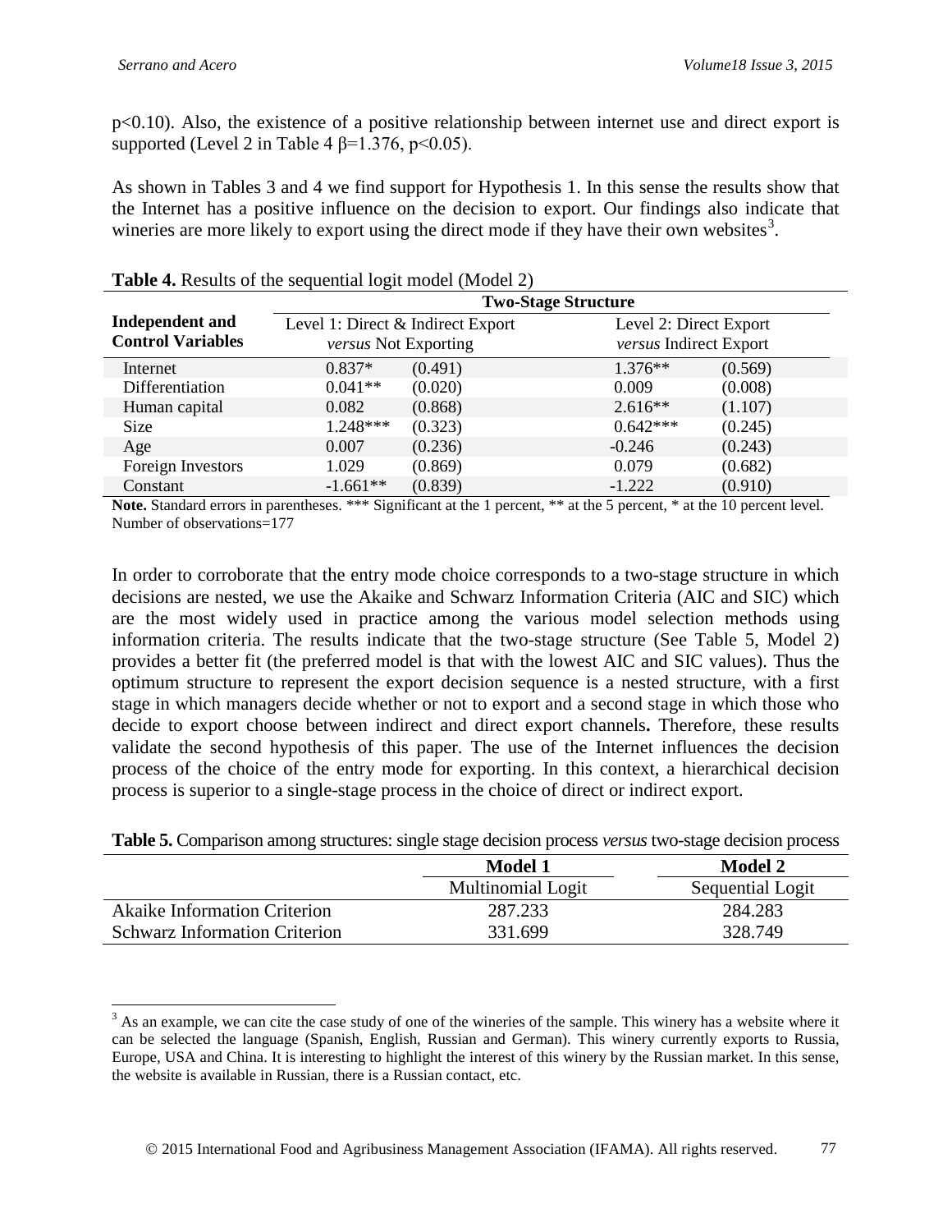p<0.10). Also, the existence of a positive relationship between internet use and direct export is supported (Level 2 in Table 4 $\beta$=1.376, p<0.05).

As shown in Tables 3 and 4 we find support for Hypothesis 1. In this sense the results show that the Internet has a positive influence on the decision to export. Our findings also indicate that wineries are more likely to export using the direct mode if they have their own websites[3].

**Table 4.** Results of the sequential logit model (Model 2)

| Independent and Control Variables | Two-Stage Structure | | | |
|---|---|---|---|---|
| | Level 1: Direct & Indirect Export *versus* Not Exporting | | Level 2: Direct Export *versus* Indirect Export | |
| Internet | 0.837* | (0.491) | 1.376** | (0.569) |
| Differentiation | 0.041** | (0.020) | 0.009 | (0.008) |
| Human capital | 0.082 | (0.868) | 2.616** | (1.107) |
| Size | 1.248*** | (0.323) | 0.642*** | (0.245) |
| Age | 0.007 | (0.236) | -0.246 | (0.243) |
| Foreign Investors | 1.029 | (0.869) | 0.079 | (0.682) |
| Constant | -1.661** | (0.839) | -1.222 | (0.910) |

**Note.** Standard errors in parentheses. *** Significant at the 1 percent, ** at the 5 percent, * at the 10 percent level. Number of observations=177

In order to corroborate that the entry mode choice corresponds to a two-stage structure in which decisions are nested, we use the Akaike and Schwarz Information Criteria (AIC and SIC) which are the most widely used in practice among the various model selection methods using information criteria. The results indicate that the two-stage structure (See Table 5, Model 2) provides a better fit (the preferred model is that with the lowest AIC and SIC values). Thus the optimum structure to represent the export decision sequence is a nested structure, with a first stage in which managers decide whether or not to export and a second stage in which those who decide to export choose between indirect and direct export channels**.** Therefore, these results validate the second hypothesis of this paper. The use of the Internet influences the decision process of the choice of the entry mode for exporting. In this context, a hierarchical decision process is superior to a single-stage process in the choice of direct or indirect export.

**Table 5.** Comparison among structures: single stage decision process *versus* two-stage decision process

| | Model 1 | Model 2 |
|---|---|---|
| | Multinomial Logit | Sequential Logit |
| Akaike Information Criterion | 287.233 | 284.283 |
| Schwarz Information Criterion | 331.699 | 328.749 |

[3] As an example, we can cite the case study of one of the wineries of the sample. This winery has a website where it can be selected the language (Spanish, English, Russian and German). This winery currently exports to Russia, Europe, USA and China. It is interesting to highlight the interest of this winery by the Russian market. In this sense, the website is available in Russian, there is a Russian contact, etc.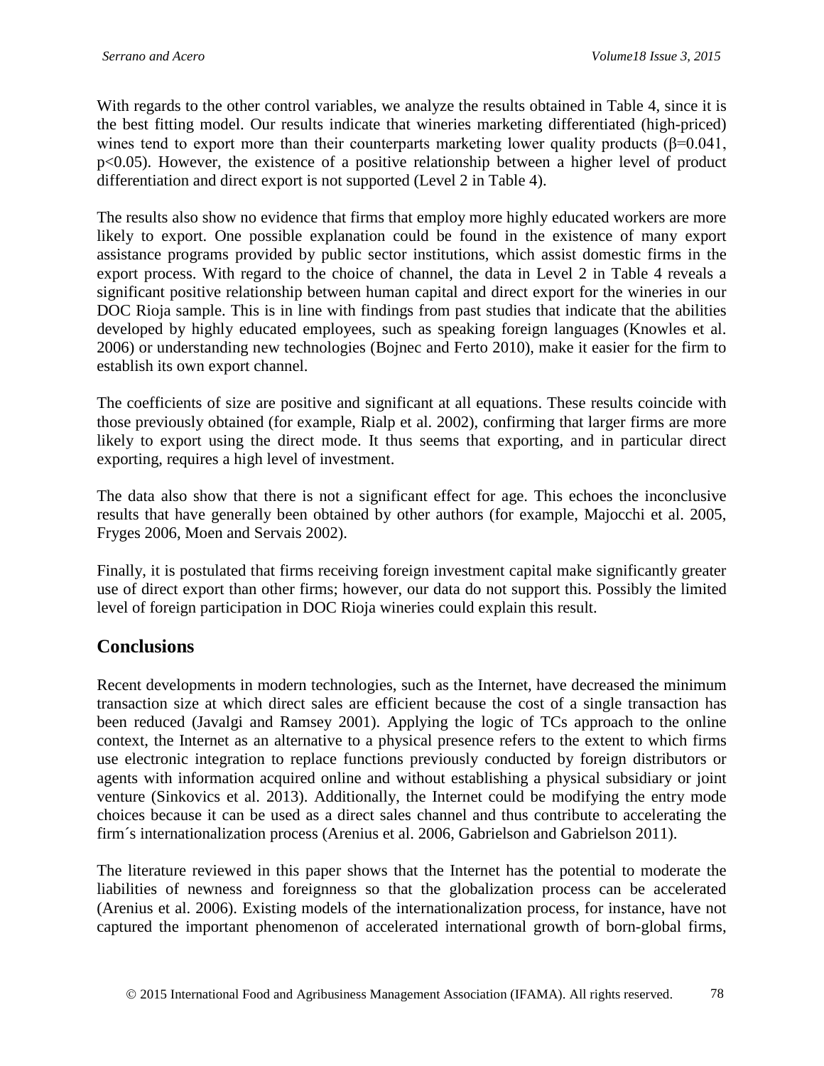With regards to the other control variables, we analyze the results obtained in Table 4, since it is the best fitting model. Our results indicate that wineries marketing differentiated (high-priced) wines tend to export more than their counterparts marketing lower quality products ($\beta$=0.041, $p$<0.05). However, the existence of a positive relationship between a higher level of product differentiation and direct export is not supported (Level 2 in Table 4).

The results also show no evidence that firms that employ more highly educated workers are more likely to export. One possible explanation could be found in the existence of many export assistance programs provided by public sector institutions, which assist domestic firms in the export process. With regard to the choice of channel, the data in Level 2 in Table 4 reveals a significant positive relationship between human capital and direct export for the wineries in our DOC Rioja sample. This is in line with findings from past studies that indicate that the abilities developed by highly educated employees, such as speaking foreign languages (Knowles et al. 2006) or understanding new technologies (Bojnec and Ferto 2010), make it easier for the firm to establish its own export channel.

The coefficients of size are positive and significant at all equations. These results coincide with those previously obtained (for example, Rialp et al. 2002), confirming that larger firms are more likely to export using the direct mode. It thus seems that exporting, and in particular direct exporting, requires a high level of investment.

The data also show that there is not a significant effect for age. This echoes the inconclusive results that have generally been obtained by other authors (for example, Majocchi et al. 2005, Fryges 2006, Moen and Servais 2002).

Finally, it is postulated that firms receiving foreign investment capital make significantly greater use of direct export than other firms; however, our data do not support this. Possibly the limited level of foreign participation in DOC Rioja wineries could explain this result.

## Conclusions

Recent developments in modern technologies, such as the Internet, have decreased the minimum transaction size at which direct sales are efficient because the cost of a single transaction has been reduced (Javalgi and Ramsey 2001). Applying the logic of TCs approach to the online context, the Internet as an alternative to a physical presence refers to the extent to which firms use electronic integration to replace functions previously conducted by foreign distributors or agents with information acquired online and without establishing a physical subsidiary or joint venture (Sinkovics et al. 2013). Additionally, the Internet could be modifying the entry mode choices because it can be used as a direct sales channel and thus contribute to accelerating the firm´s internationalization process (Arenius et al. 2006, Gabrielson and Gabrielson 2011).

The literature reviewed in this paper shows that the Internet has the potential to moderate the liabilities of newness and foreignness so that the globalization process can be accelerated (Arenius et al. 2006). Existing models of the internationalization process, for instance, have not captured the important phenomenon of accelerated international growth of born-global firms,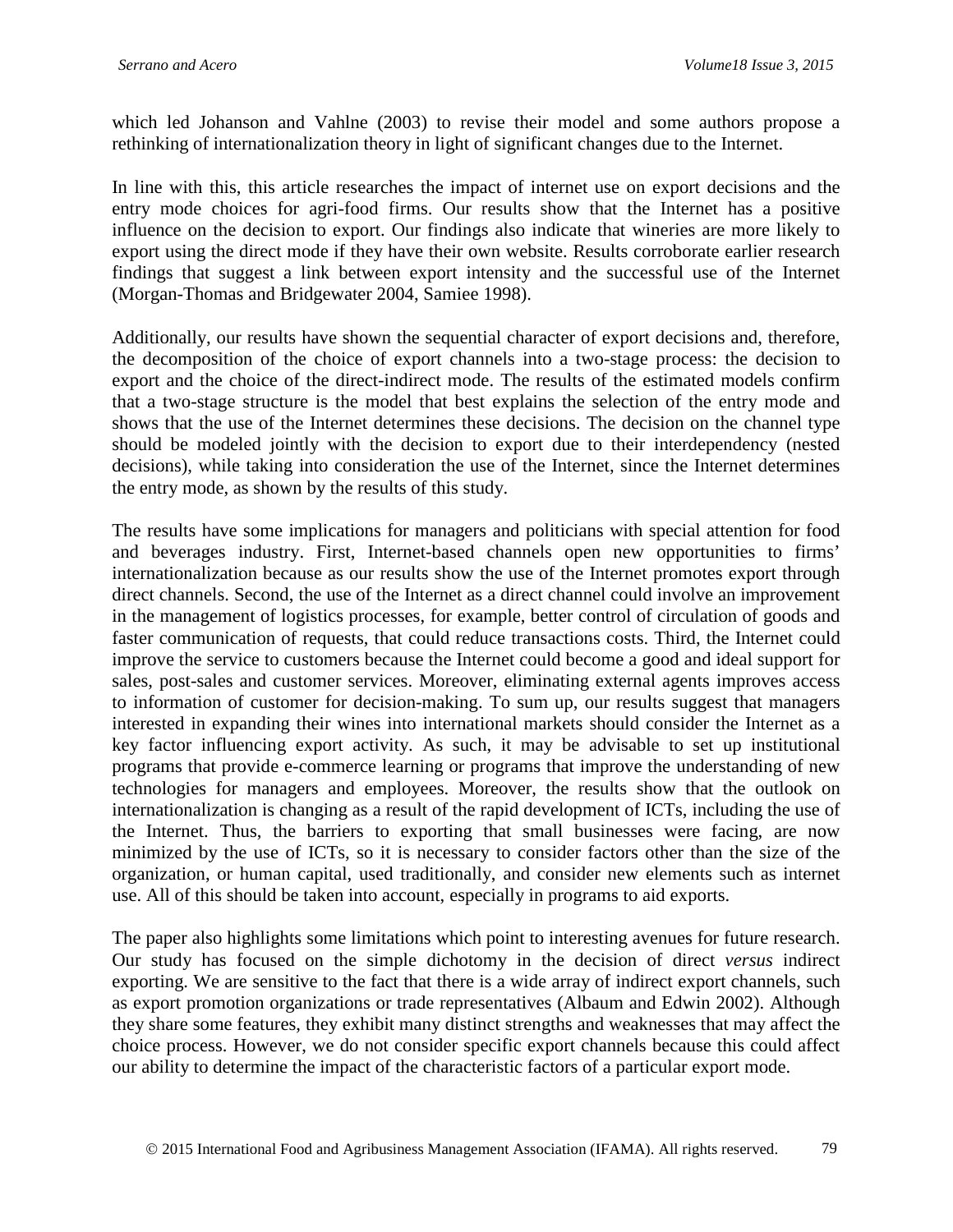which led Johanson and Vahlne (2003) to revise their model and some authors propose a rethinking of internationalization theory in light of significant changes due to the Internet.

In line with this, this article researches the impact of internet use on export decisions and the entry mode choices for agri-food firms. Our results show that the Internet has a positive influence on the decision to export. Our findings also indicate that wineries are more likely to export using the direct mode if they have their own website. Results corroborate earlier research findings that suggest a link between export intensity and the successful use of the Internet (Morgan-Thomas and Bridgewater 2004, Samiee 1998).

Additionally, our results have shown the sequential character of export decisions and, therefore, the decomposition of the choice of export channels into a two-stage process: the decision to export and the choice of the direct-indirect mode. The results of the estimated models confirm that a two-stage structure is the model that best explains the selection of the entry mode and shows that the use of the Internet determines these decisions. The decision on the channel type should be modeled jointly with the decision to export due to their interdependency (nested decisions), while taking into consideration the use of the Internet, since the Internet determines the entry mode, as shown by the results of this study.

The results have some implications for managers and politicians with special attention for food and beverages industry. First, Internet-based channels open new opportunities to firms' internationalization because as our results show the use of the Internet promotes export through direct channels. Second, the use of the Internet as a direct channel could involve an improvement in the management of logistics processes, for example, better control of circulation of goods and faster communication of requests, that could reduce transactions costs. Third, the Internet could improve the service to customers because the Internet could become a good and ideal support for sales, post-sales and customer services. Moreover, eliminating external agents improves access to information of customer for decision-making. To sum up, our results suggest that managers interested in expanding their wines into international markets should consider the Internet as a key factor influencing export activity. As such, it may be advisable to set up institutional programs that provide e-commerce learning or programs that improve the understanding of new technologies for managers and employees. Moreover, the results show that the outlook on internationalization is changing as a result of the rapid development of ICTs, including the use of the Internet. Thus, the barriers to exporting that small businesses were facing, are now minimized by the use of ICTs, so it is necessary to consider factors other than the size of the organization, or human capital, used traditionally, and consider new elements such as internet use. All of this should be taken into account, especially in programs to aid exports.

The paper also highlights some limitations which point to interesting avenues for future research. Our study has focused on the simple dichotomy in the decision of direct *versus* indirect exporting. We are sensitive to the fact that there is a wide array of indirect export channels, such as export promotion organizations or trade representatives (Albaum and Edwin 2002). Although they share some features, they exhibit many distinct strengths and weaknesses that may affect the choice process. However, we do not consider specific export channels because this could affect our ability to determine the impact of the characteristic factors of a particular export mode.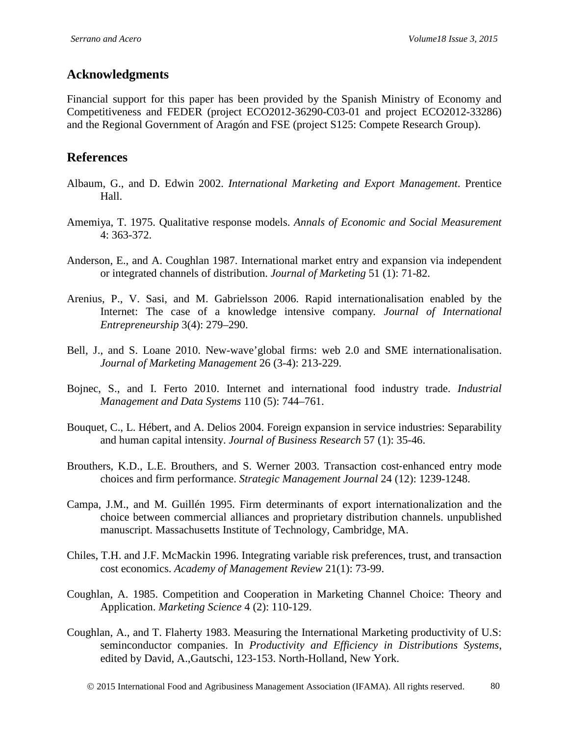## Acknowledgments

Financial support for this paper has been provided by the Spanish Ministry of Economy and Competitiveness and FEDER (project ECO2012-36290-C03-01 and project ECO2012-33286) and the Regional Government of Aragón and FSE (project S125: Compete Research Group).

## References

Albaum, G., and D. Edwin 2002. *International Marketing and Export Management*. Prentice Hall.

Amemiya, T. 1975. Qualitative response models. *Annals of Economic and Social Measurement* 4: 363-372.

Anderson, E., and A. Coughlan 1987. International market entry and expansion via independent or integrated channels of distribution. *Journal of Marketing* 51 (1): 71-82.

Arenius, P., V. Sasi, and M. Gabrielsson 2006. Rapid internationalisation enabled by the Internet: The case of a knowledge intensive company. *Journal of International Entrepreneurship* 3(4): 279–290.

Bell, J., and S. Loane 2010. New-wave'global firms: web 2.0 and SME internationalisation. *Journal of Marketing Management* 26 (3-4): 213-229.

Bojnec, S., and I. Ferto 2010. Internet and international food industry trade. *Industrial Management and Data Systems* 110 (5): 744–761.

Bouquet, C., L. Hébert, and A. Delios 2004. Foreign expansion in service industries: Separability and human capital intensity. *Journal of Business Research* 57 (1): 35-46.

Brouthers, K.D., L.E. Brouthers, and S. Werner 2003. Transaction cost‐enhanced entry mode choices and firm performance. *Strategic Management Journal* 24 (12): 1239-1248.

Campa, J.M., and M. Guillén 1995. Firm determinants of export internationalization and the choice between commercial alliances and proprietary distribution channels. unpublished manuscript. Massachusetts Institute of Technology, Cambridge, MA.

Chiles, T.H. and J.F. McMackin 1996. Integrating variable risk preferences, trust, and transaction cost economics. *Academy of Management Review* 21(1): 73-99.

Coughlan, A. 1985. Competition and Cooperation in Marketing Channel Choice: Theory and Application. *Marketing Science* 4 (2): 110-129.

Coughlan, A., and T. Flaherty 1983. Measuring the International Marketing productivity of U.S: seminconductor companies. In *Productivity and Efficiency in Distributions Systems*, edited by David, A.,Gautschi, 123-153. North-Holland, New York.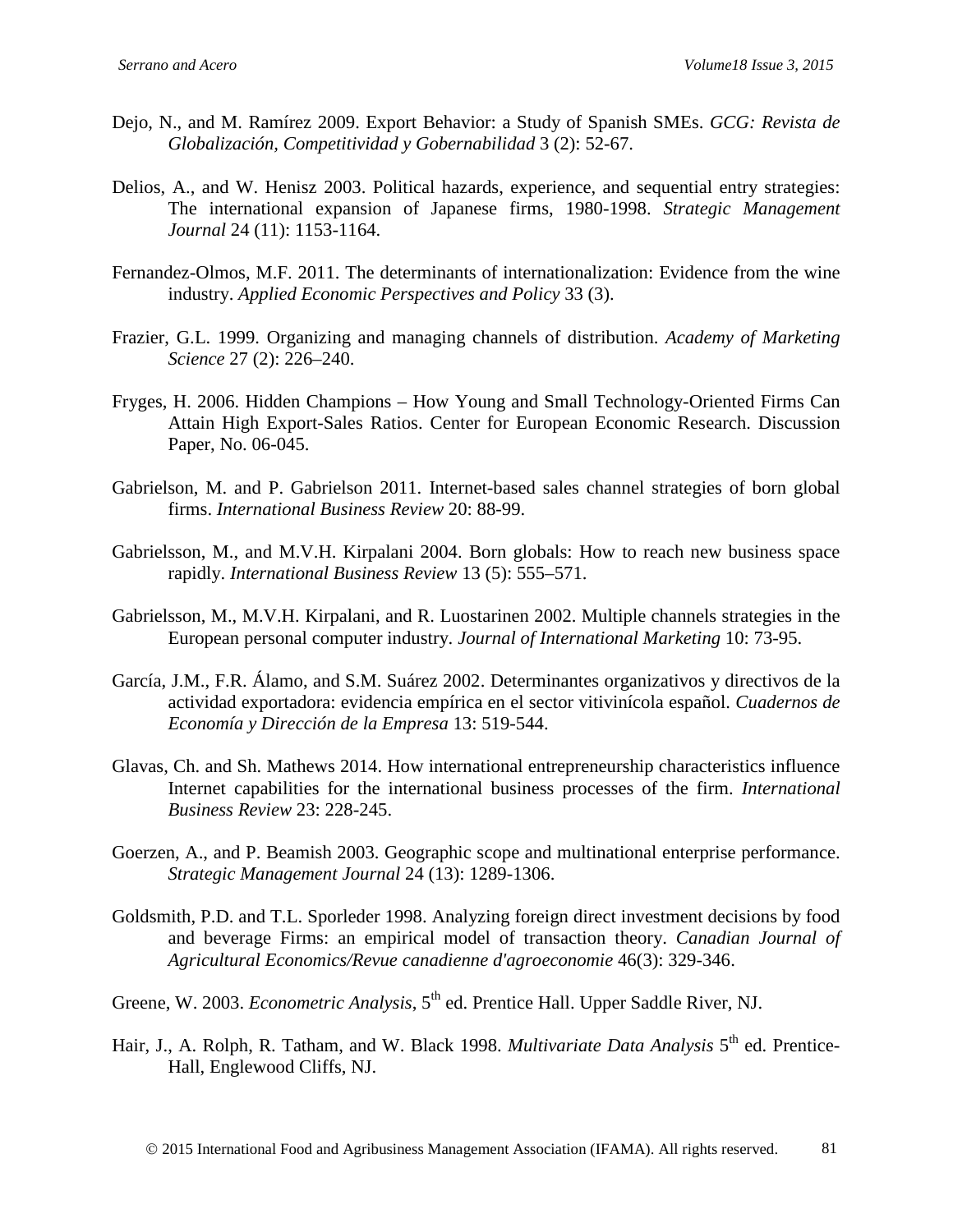Dejo, N., and M. Ramírez 2009. Export Behavior: a Study of Spanish SMEs. *GCG: Revista de Globalización, Competitividad y Gobernabilidad* 3 (2): 52-67.

Delios, A., and W. Henisz 2003. Political hazards, experience, and sequential entry strategies: The international expansion of Japanese firms, 1980-1998. *Strategic Management Journal* 24 (11): 1153-1164.

Fernandez-Olmos, M.F. 2011. The determinants of internationalization: Evidence from the wine industry. *Applied Economic Perspectives and Policy* 33 (3).

Frazier, G.L. 1999. Organizing and managing channels of distribution. *Academy of Marketing Science* 27 (2): 226–240.

Fryges, H. 2006. Hidden Champions – How Young and Small Technology-Oriented Firms Can Attain High Export-Sales Ratios. Center for European Economic Research. Discussion Paper, No. 06-045.

Gabrielson, M. and P. Gabrielson 2011. Internet-based sales channel strategies of born global firms. *International Business Review* 20: 88-99.

Gabrielsson, M., and M.V.H. Kirpalani 2004. Born globals: How to reach new business space rapidly. *International Business Review* 13 (5): 555–571.

Gabrielsson, M., M.V.H. Kirpalani, and R. Luostarinen 2002. Multiple channels strategies in the European personal computer industry. *Journal of International Marketing* 10: 73-95.

García, J.M., F.R. Álamo, and S.M. Suárez 2002. Determinantes organizativos y directivos de la actividad exportadora: evidencia empírica en el sector vitivinícola español. *Cuadernos de Economía y Dirección de la Empresa* 13: 519-544.

Glavas, Ch. and Sh. Mathews 2014. How international entrepreneurship characteristics influence Internet capabilities for the international business processes of the firm. *International Business Review* 23: 228-245.

Goerzen, A., and P. Beamish 2003. Geographic scope and multinational enterprise performance. *Strategic Management Journal* 24 (13): 1289-1306.

Goldsmith, P.D. and T.L. Sporleder 1998. Analyzing foreign direct investment decisions by food and beverage Firms: an empirical model of transaction theory. *Canadian Journal of Agricultural Economics/Revue canadienne d'agroeconomie* 46(3): 329-346.

Greene, W. 2003. *Econometric Analysis*, 5th ed. Prentice Hall. Upper Saddle River, NJ.

Hair, J., A. Rolph, R. Tatham, and W. Black 1998. *Multivariate Data Analysis* 5th ed. Prentice-Hall, Englewood Cliffs, NJ.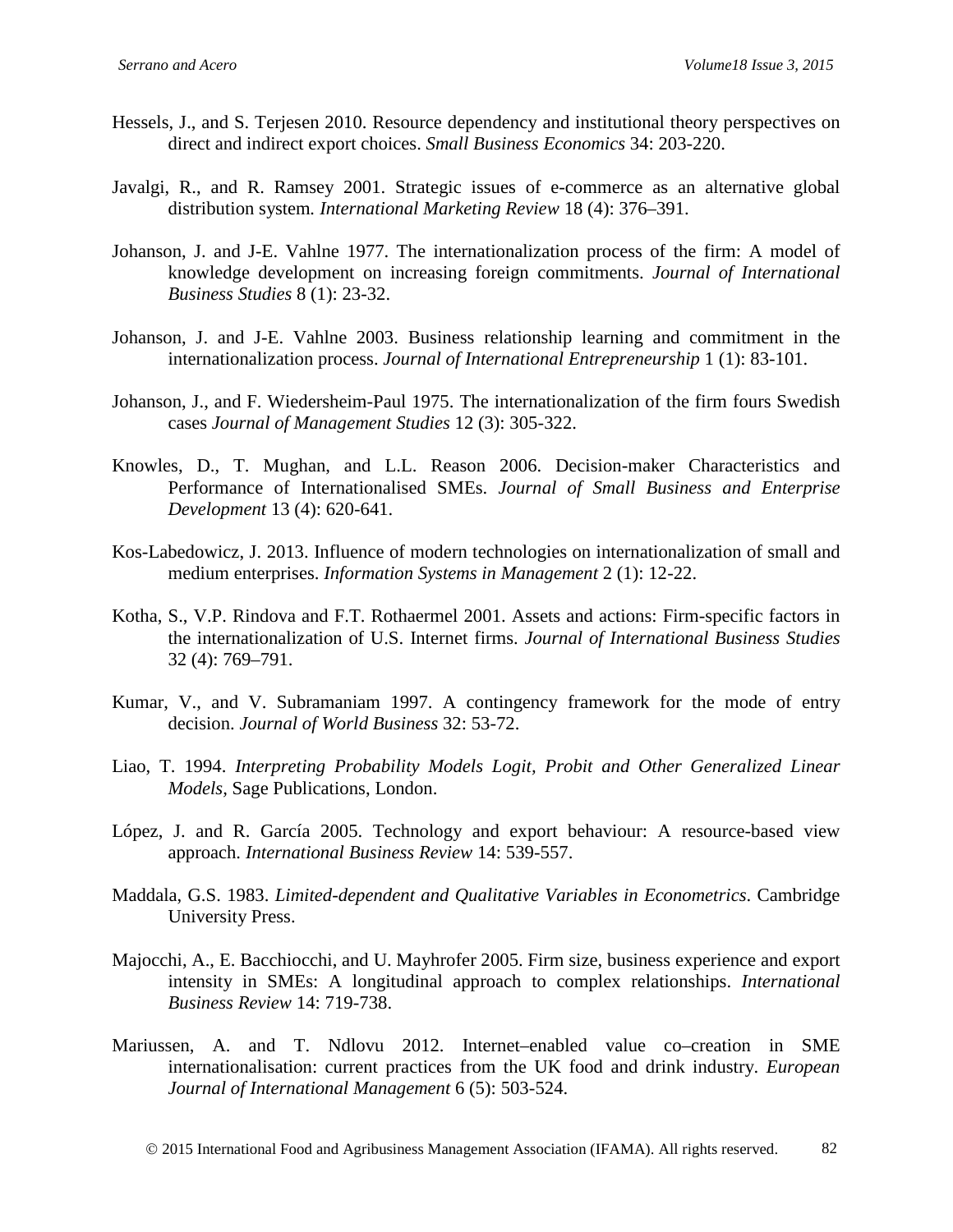Hessels, J., and S. Terjesen 2010. Resource dependency and institutional theory perspectives on direct and indirect export choices. *Small Business Economics* 34: 203-220.

Javalgi, R., and R. Ramsey 2001. Strategic issues of e-commerce as an alternative global distribution system. *International Marketing Review* 18 (4): 376–391.

Johanson, J. and J-E. Vahlne 1977. The internationalization process of the firm: A model of knowledge development on increasing foreign commitments. *Journal of International Business Studies* 8 (1): 23-32.

Johanson, J. and J-E. Vahlne 2003. Business relationship learning and commitment in the internationalization process. *Journal of International Entrepreneurship* 1 (1): 83-101.

Johanson, J., and F. Wiedersheim-Paul 1975. The internationalization of the firm fours Swedish cases *Journal of Management Studies* 12 (3): 305-322.

Knowles, D., T. Mughan, and L.L. Reason 2006. Decision-maker Characteristics and Performance of Internationalised SMEs. *Journal of Small Business and Enterprise Development* 13 (4): 620-641.

Kos-Labedowicz, J. 2013. Influence of modern technologies on internationalization of small and medium enterprises. *Information Systems in Management* 2 (1): 12-22.

Kotha, S., V.P. Rindova and F.T. Rothaermel 2001. Assets and actions: Firm-specific factors in the internationalization of U.S. Internet firms. *Journal of International Business Studies* 32 (4): 769–791.

Kumar, V., and V. Subramaniam 1997. A contingency framework for the mode of entry decision. *Journal of World Business* 32: 53-72.

Liao, T. 1994. *Interpreting Probability Models Logit, Probit and Other Generalized Linear Models,* Sage Publications, London.

López, J. and R. García 2005. Technology and export behaviour: A resource-based view approach. *International Business Review* 14: 539-557.

Maddala, G.S. 1983. *Limited-dependent and Qualitative Variables in Econometrics*. Cambridge University Press.

Majocchi, A., E. Bacchiocchi, and U. Mayhrofer 2005. Firm size, business experience and export intensity in SMEs: A longitudinal approach to complex relationships. *International Business Review* 14: 719-738.

Mariussen, A. and T. Ndlovu 2012. Internet–enabled value co–creation in SME internationalisation: current practices from the UK food and drink industry. *European Journal of International Management* 6 (5): 503-524.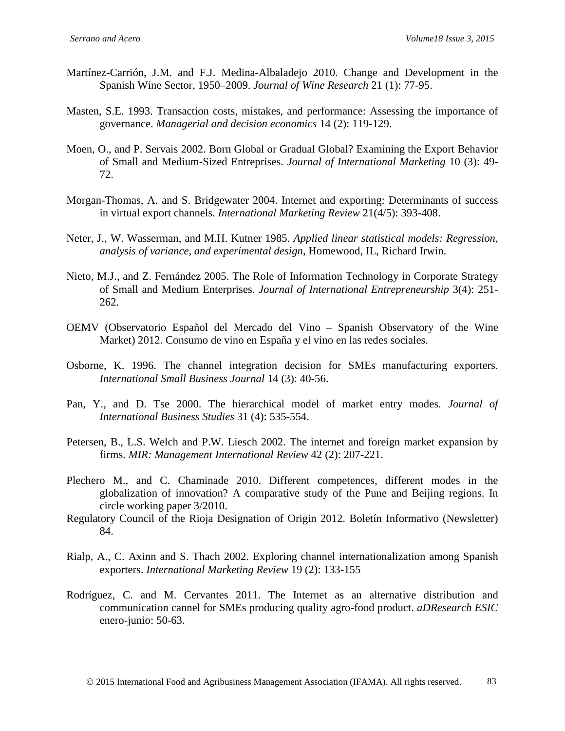Martínez-Carrión, J.M. and F.J. Medina-Albaladejo 2010. Change and Development in the Spanish Wine Sector, 1950–2009. *Journal of Wine Research* 21 (1): 77-95.

Masten, S.E. 1993. Transaction costs, mistakes, and performance: Assessing the importance of governance. *Managerial and decision economics* 14 (2): 119-129.

Moen, O., and P. Servais 2002. Born Global or Gradual Global? Examining the Export Behavior of Small and Medium-Sized Entreprises. *Journal of International Marketing* 10 (3): 49-72.

Morgan-Thomas, A. and S. Bridgewater 2004. Internet and exporting: Determinants of success in virtual export channels. *International Marketing Review* 21(4/5): 393-408.

Neter, J., W. Wasserman, and M.H. Kutner 1985. *Applied linear statistical models: Regression, analysis of variance, and experimental design*, Homewood, IL, Richard Irwin.

Nieto, M.J., and Z. Fernández 2005. The Role of Information Technology in Corporate Strategy of Small and Medium Enterprises. *Journal of International Entrepreneurship* 3(4): 251-262.

OEMV (Observatorio Español del Mercado del Vino – Spanish Observatory of the Wine Market) 2012. Consumo de vino en España y el vino en las redes sociales.

Osborne, K. 1996. The channel integration decision for SMEs manufacturing exporters. *International Small Business Journal* 14 (3): 40-56.

Pan, Y., and D. Tse 2000. The hierarchical model of market entry modes. *Journal of International Business Studies* 31 (4): 535-554.

Petersen, B., L.S. Welch and P.W. Liesch 2002. The internet and foreign market expansion by firms. *MIR: Management International Review* 42 (2): 207-221.

Plechero M., and C. Chaminade 2010. Different competences, different modes in the globalization of innovation? A comparative study of the Pune and Beijing regions. In circle working paper 3/2010.

Regulatory Council of the Rioja Designation of Origin 2012. Boletín Informativo (Newsletter) 84.

Rialp, A., C. Axinn and S. Thach 2002. Exploring channel internationalization among Spanish exporters. *International Marketing Review* 19 (2): 133-155

Rodríguez, C. and M. Cervantes 2011. The Internet as an alternative distribution and communication cannel for SMEs producing quality agro-food product. *aDResearch ESIC* enero-junio: 50-63.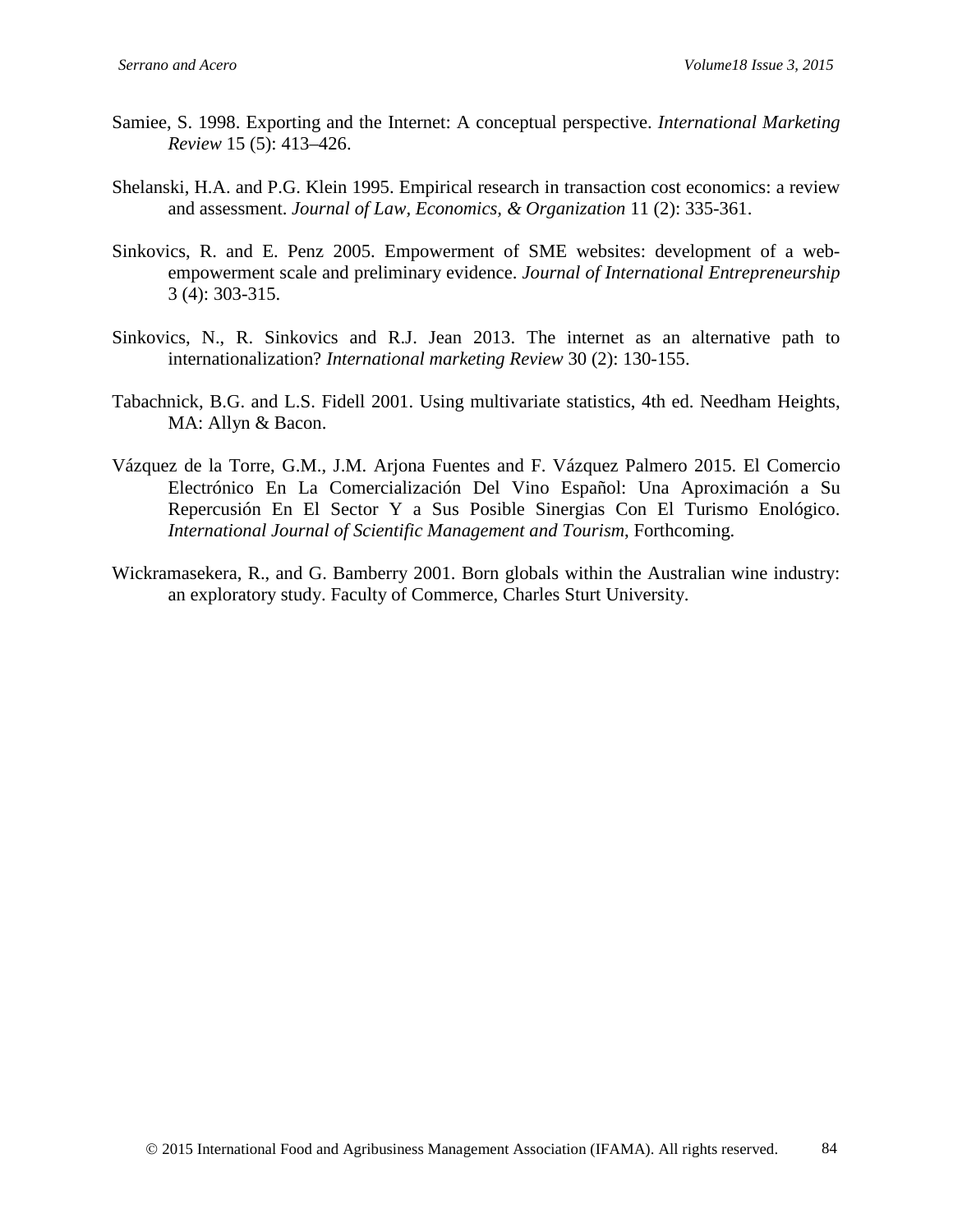Samiee, S. 1998. Exporting and the Internet: A conceptual perspective. *International Marketing Review* 15 (5): 413–426.

Shelanski, H.A. and P.G. Klein 1995. Empirical research in transaction cost economics: a review and assessment. *Journal of Law, Economics, & Organization* 11 (2): 335-361.

Sinkovics, R. and E. Penz 2005. Empowerment of SME websites: development of a web-empowerment scale and preliminary evidence. *Journal of International Entrepreneurship* 3 (4): 303-315.

Sinkovics, N., R. Sinkovics and R.J. Jean 2013. The internet as an alternative path to internationalization? *International marketing Review* 30 (2): 130-155.

Tabachnick, B.G. and L.S. Fidell 2001. Using multivariate statistics, 4th ed. Needham Heights, MA: Allyn & Bacon.

Vázquez de la Torre, G.M., J.M. Arjona Fuentes and F. Vázquez Palmero 2015. El Comercio Electrónico En La Comercialización Del Vino Español: Una Aproximación a Su Repercusión En El Sector Y a Sus Posible Sinergias Con El Turismo Enológico. *International Journal of Scientific Management and Tourism*, Forthcoming.

Wickramasekera, R., and G. Bamberry 2001. Born globals within the Australian wine industry: an exploratory study. Faculty of Commerce, Charles Sturt University.